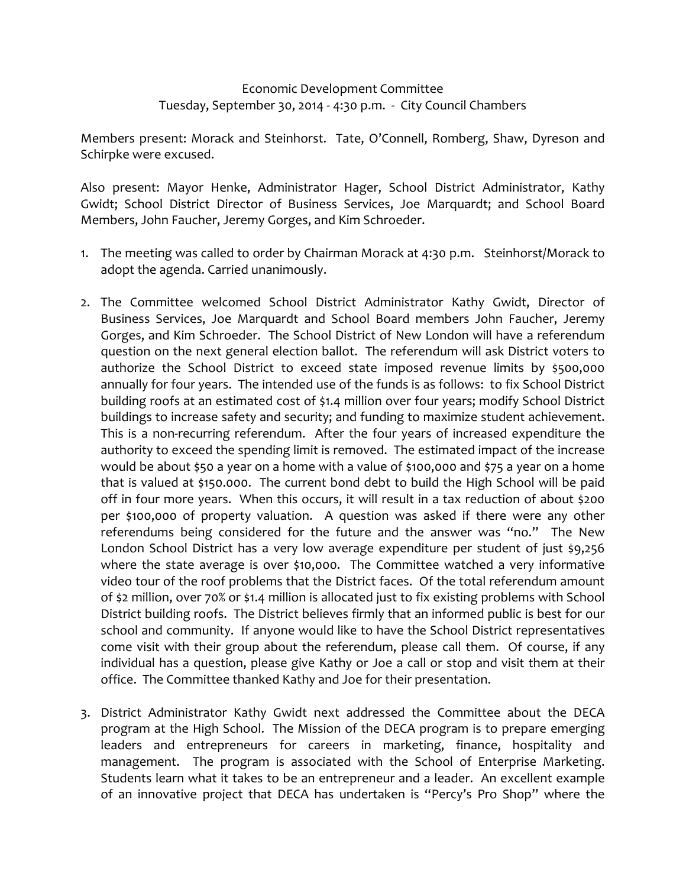Economic Development Committee
Tuesday, September 30, 2014 - 4:30 p.m. - City Council Chambers

Members present: Morack and Steinhorst. Tate, O'Connell, Romberg, Shaw, Dyreson and Schirpke were excused.

Also present: Mayor Henke, Administrator Hager, School District Administrator, Kathy Gwidt; School District Director of Business Services, Joe Marquardt; and School Board Members, John Faucher, Jeremy Gorges, and Kim Schroeder.

1. The meeting was called to order by Chairman Morack at 4:30 p.m. Steinhorst/Morack to adopt the agenda. Carried unanimously.

2. The Committee welcomed School District Administrator Kathy Gwidt, Director of Business Services, Joe Marquardt and School Board members John Faucher, Jeremy Gorges, and Kim Schroeder. The School District of New London will have a referendum question on the next general election ballot. The referendum will ask District voters to authorize the School District to exceed state imposed revenue limits by $500,000 annually for four years. The intended use of the funds is as follows: to fix School District building roofs at an estimated cost of $1.4 million over four years; modify School District buildings to increase safety and security; and funding to maximize student achievement. This is a non-recurring referendum. After the four years of increased expenditure the authority to exceed the spending limit is removed. The estimated impact of the increase would be about $50 a year on a home with a value of $100,000 and $75 a year on a home that is valued at $150.000. The current bond debt to build the High School will be paid off in four more years. When this occurs, it will result in a tax reduction of about $200 per $100,000 of property valuation. A question was asked if there were any other referendums being considered for the future and the answer was "no." The New London School District has a very low average expenditure per student of just $9,256 where the state average is over $10,000. The Committee watched a very informative video tour of the roof problems that the District faces. Of the total referendum amount of $2 million, over 70% or $1.4 million is allocated just to fix existing problems with School District building roofs. The District believes firmly that an informed public is best for our school and community. If anyone would like to have the School District representatives come visit with their group about the referendum, please call them. Of course, if any individual has a question, please give Kathy or Joe a call or stop and visit them at their office. The Committee thanked Kathy and Joe for their presentation.

3. District Administrator Kathy Gwidt next addressed the Committee about the DECA program at the High School. The Mission of the DECA program is to prepare emerging leaders and entrepreneurs for careers in marketing, finance, hospitality and management. The program is associated with the School of Enterprise Marketing. Students learn what it takes to be an entrepreneur and a leader. An excellent example of an innovative project that DECA has undertaken is "Percy's Pro Shop" where the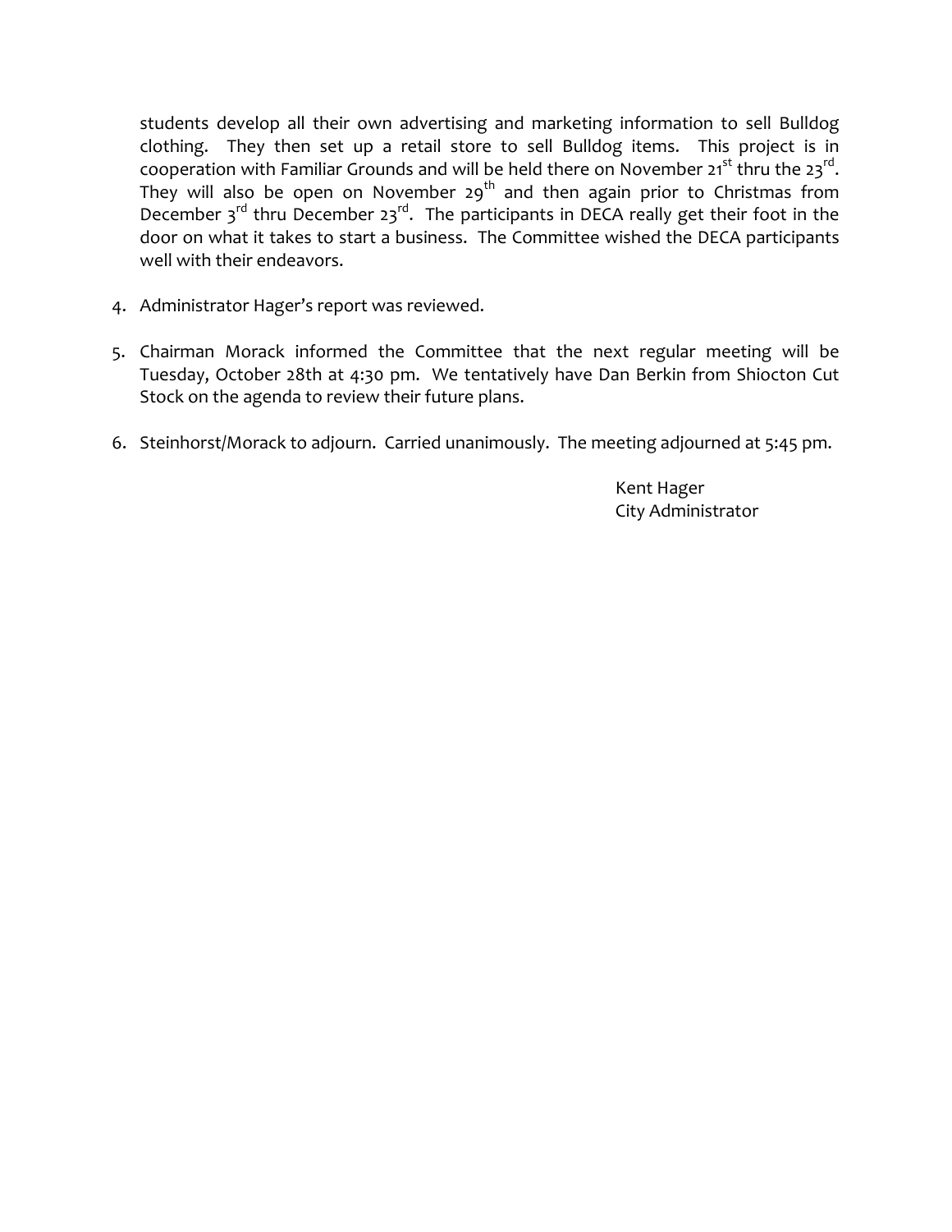students develop all their own advertising and marketing information to sell Bulldog clothing. They then set up a retail store to sell Bulldog items. This project is in cooperation with Familiar Grounds and will be held there on November 21st thru the 23rd. They will also be open on November 29th and then again prior to Christmas from December 3rd thru December 23rd. The participants in DECA really get their foot in the door on what it takes to start a business. The Committee wished the DECA participants well with their endeavors.

4. Administrator Hager's report was reviewed.

5. Chairman Morack informed the Committee that the next regular meeting will be Tuesday, October 28th at 4:30 pm. We tentatively have Dan Berkin from Shiocton Cut Stock on the agenda to review their future plans.

6. Steinhorst/Morack to adjourn. Carried unanimously. The meeting adjourned at 5:45 pm.

Kent Hager
City Administrator